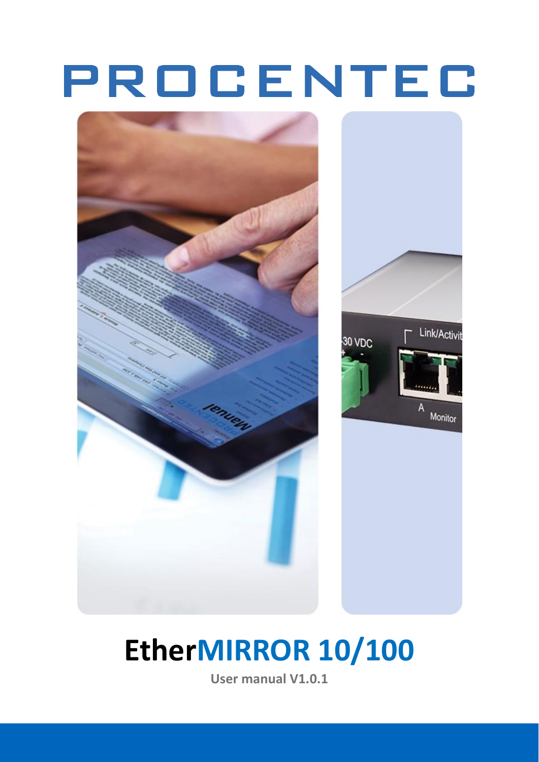# PROCENTEC

# EtherMIRROR 10/100

**User manual V1.0.1**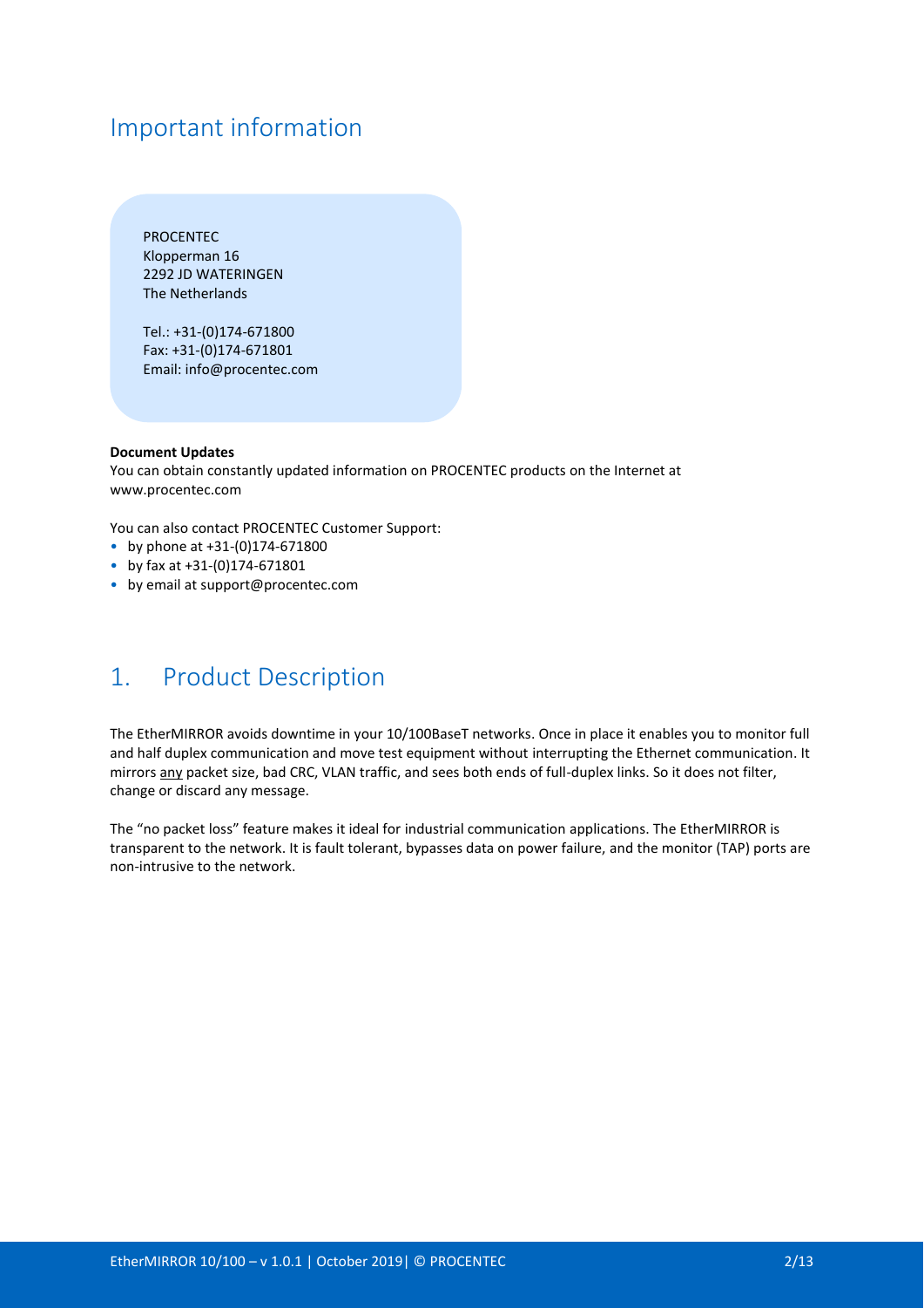# Important information

PROCENTEC
Klopperman 16
2292 JD WATERINGEN
The Netherlands

Tel.: +31-(0)174-671800
Fax: +31-(0)174-671801
Email: info@procentec.com

**Document Updates**
You can obtain constantly updated information on PROCENTEC products on the Internet at www.procentec.com

You can also contact PROCENTEC Customer Support:

- by phone at +31-(0)174-671800
- by fax at +31-(0)174-671801
- by email at support@procentec.com

# 1. Product Description

The EtherMIRROR avoids downtime in your 10/100BaseT networks. Once in place it enables you to monitor full and half duplex communication and move test equipment without interrupting the Ethernet communication. It mirrors any packet size, bad CRC, VLAN traffic, and sees both ends of full-duplex links. So it does not filter, change or discard any message.

The "no packet loss" feature makes it ideal for industrial communication applications. The EtherMIRROR is transparent to the network. It is fault tolerant, bypasses data on power failure, and the monitor (TAP) ports are non-intrusive to the network.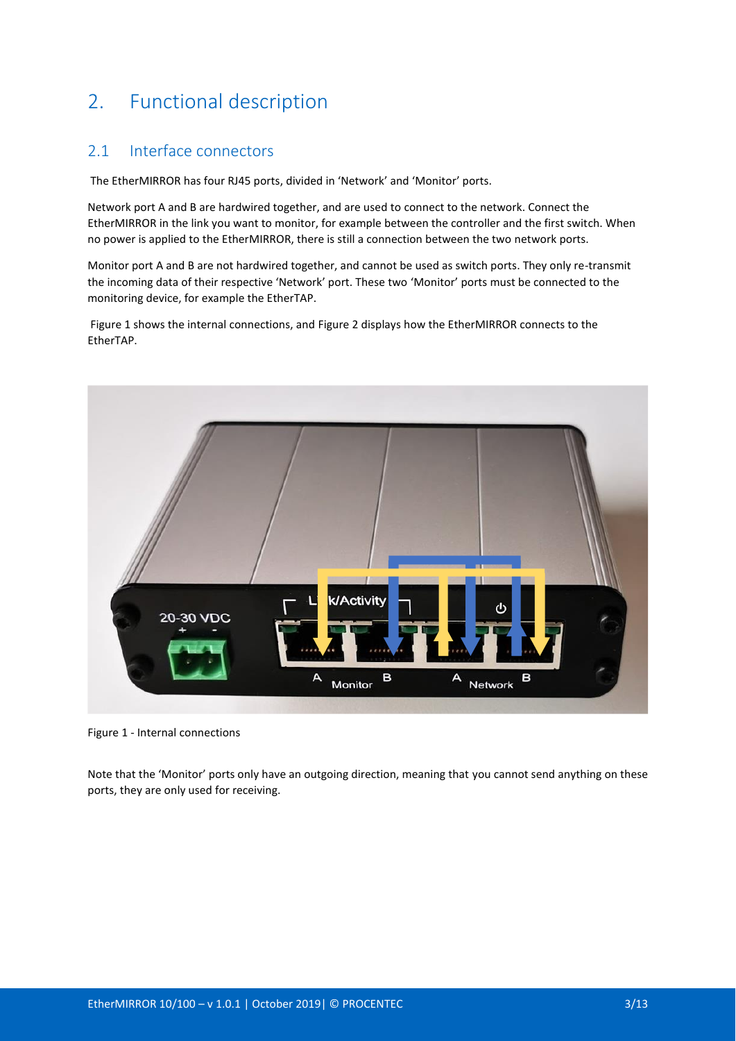# 2. Functional description

## 2.1 Interface connectors

The EtherMIRROR has four RJ45 ports, divided in 'Network' and 'Monitor' ports.

Network port A and B are hardwired together, and are used to connect to the network. Connect the EtherMIRROR in the link you want to monitor, for example between the controller and the first switch. When no power is applied to the EtherMIRROR, there is still a connection between the two network ports.

Monitor port A and B are not hardwired together, and cannot be used as switch ports. They only re-transmit the incoming data of their respective 'Network' port. These two 'Monitor' ports must be connected to the monitoring device, for example the EtherTAP.

Figure 1 shows the internal connections, and Figure 2 displays how the EtherMIRROR connects to the EtherTAP.

Figure 1 - Internal connections

Note that the 'Monitor' ports only have an outgoing direction, meaning that you cannot send anything on these ports, they are only used for receiving.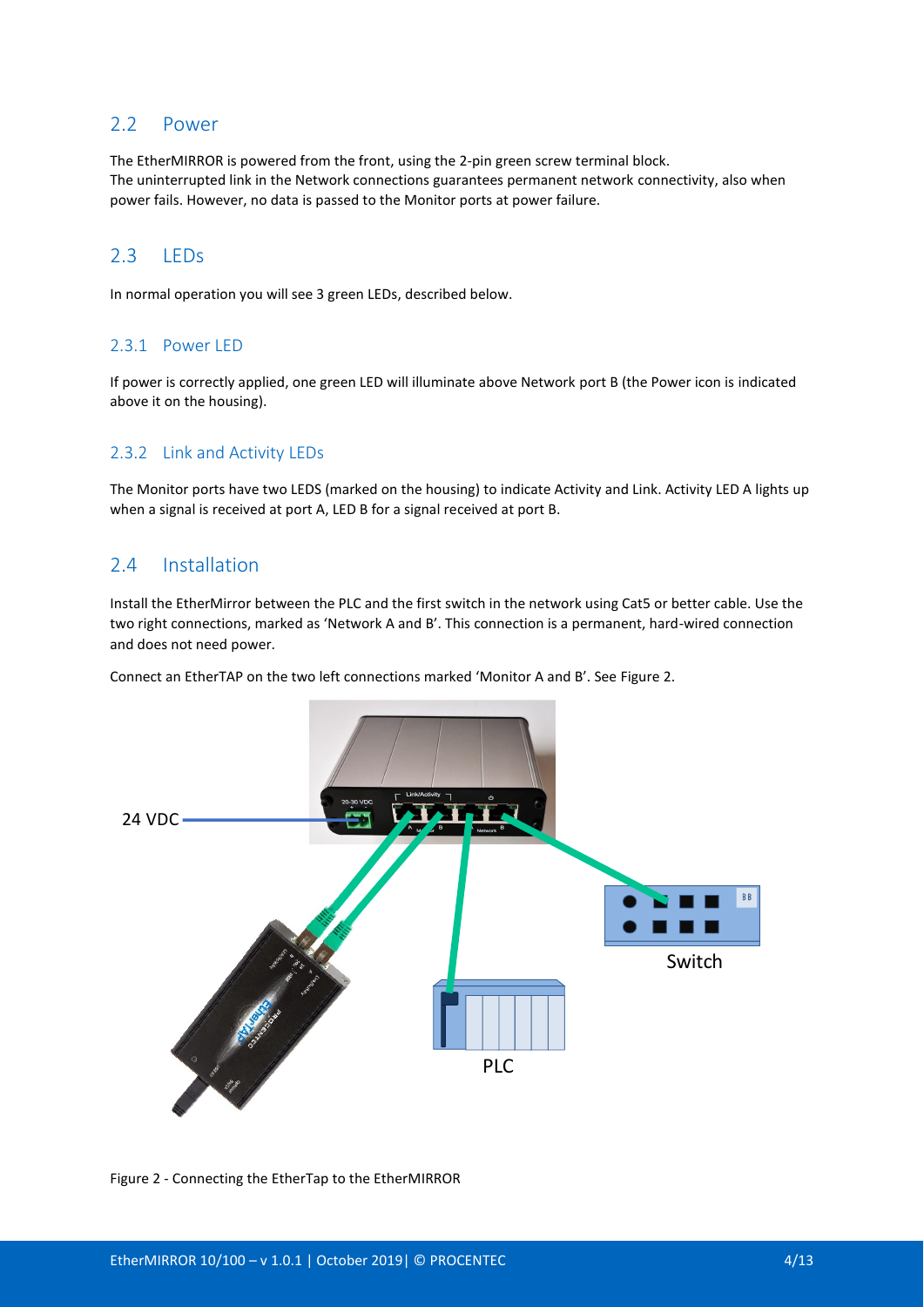## 2.2 Power

The EtherMIRROR is powered from the front, using the 2-pin green screw terminal block.
The uninterrupted link in the Network connections guarantees permanent network connectivity, also when power fails. However, no data is passed to the Monitor ports at power failure.

## 2.3 LEDs

In normal operation you will see 3 green LEDs, described below.

### 2.3.1 Power LED

If power is correctly applied, one green LED will illuminate above Network port B (the Power icon is indicated above it on the housing).

### 2.3.2 Link and Activity LEDs

The Monitor ports have two LEDS (marked on the housing) to indicate Activity and Link. Activity LED A lights up when a signal is received at port A, LED B for a signal received at port B.

## 2.4 Installation

Install the EtherMirror between the PLC and the first switch in the network using Cat5 or better cable. Use the two right connections, marked as 'Network A and B'. This connection is a permanent, hard-wired connection and does not need power.

Connect an EtherTAP on the two left connections marked 'Monitor A and B'. See Figure 2.

Figure 2 - Connecting the EtherTap to the EtherMIRROR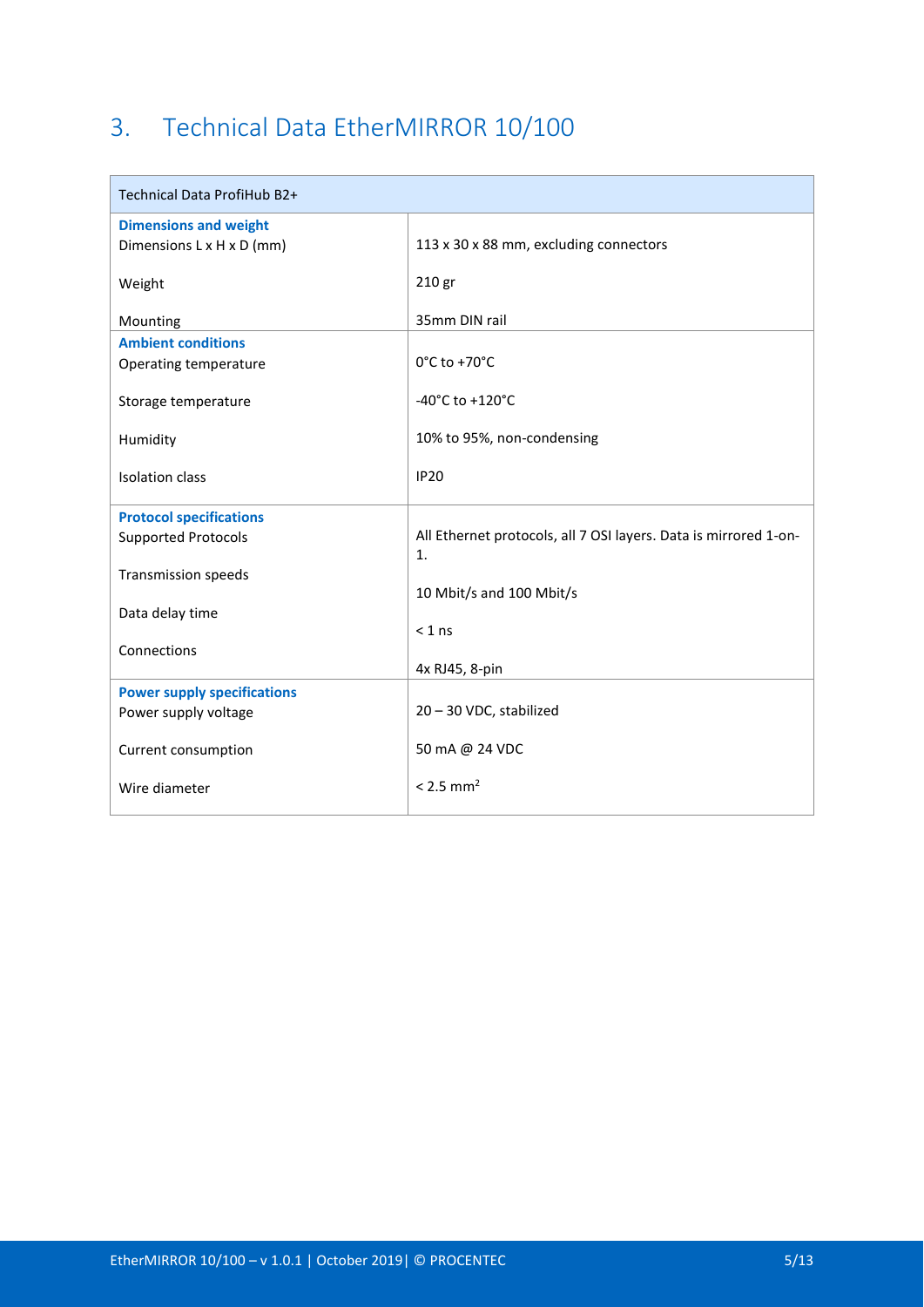# 3. Technical Data EtherMIRROR 10/100

| Technical Data ProfiHub B2+ | |
|---|---|
| **Dimensions and weight** | |
| Dimensions L x H x D (mm) | 113 x 30 x 88 mm, excluding connectors |
| Weight | 210 gr |
| Mounting | 35mm DIN rail |
| **Ambient conditions** | |
| Operating temperature | 0°C to +70°C |
| Storage temperature | -40°C to +120°C |
| Humidity | 10% to 95%, non-condensing |
| Isolation class | IP20 |
| **Protocol specifications** | |
| Supported Protocols | All Ethernet protocols, all 7 OSI layers. Data is mirrored 1-on-1. |
| Transmission speeds | 10 Mbit/s and 100 Mbit/s |
| Data delay time | < 1 ns |
| Connections | 4x RJ45, 8-pin |
| **Power supply specifications** | |
| Power supply voltage | 20 – 30 VDC, stabilized |
| Current consumption | 50 mA @ 24 VDC |
| Wire diameter | < 2.5 $mm^2$ |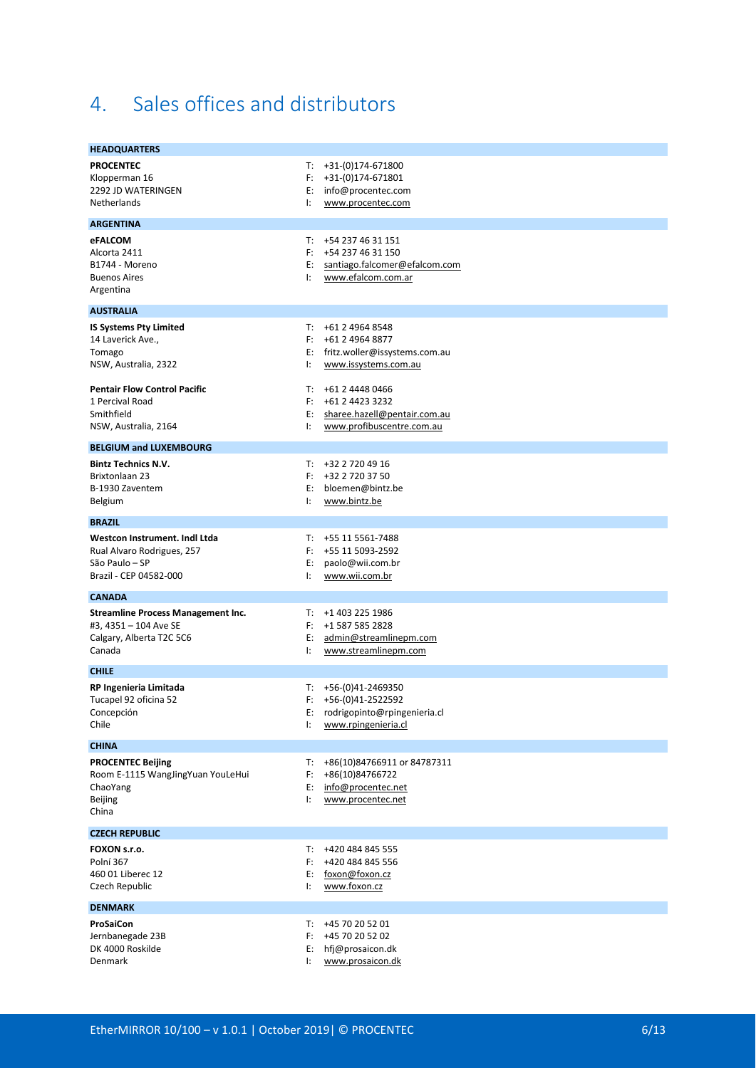# 4. Sales offices and distributors

### HEADQUARTERS

**PROCENTEC**
Klopperman 16
2292 JD WATERINGEN
Netherlands

T: +31-(0)174-671800
F: +31-(0)174-671801
E: info@procentec.com
I: www.procentec.com

### ARGENTINA

**eFALCOM**
Alcorta 2411
B1744 - Moreno
Buenos Aires
Argentina

T: +54 237 46 31 151
F: +54 237 46 31 150
E: santiago.falcomer@efalcom.com
I: www.efalcom.com.ar

### AUSTRALIA

**IS Systems Pty Limited**
14 Laverick Ave.,
Tomago
NSW, Australia, 2322

T: +61 2 4964 8548
F: +61 2 4964 8877
E: fritz.woller@issystems.com.au
I: www.issystems.com.au

**Pentair Flow Control Pacific**
1 Percival Road
Smithfield
NSW, Australia, 2164

T: +61 2 4448 0466
F: +61 2 4423 3232
E: sharee.hazell@pentair.com.au
I: www.profibuscentre.com.au

### BELGIUM and LUXEMBOURG

**Bintz Technics N.V.**
Brixtonlaan 23
B-1930 Zaventem
Belgium

T: +32 2 720 49 16
F: +32 2 720 37 50
E: bloemen@bintz.be
I: www.bintz.be

### BRAZIL

**Westcon Instrument. Indl Ltda**
Rual Alvaro Rodrigues, 257
São Paulo – SP
Brazil - CEP 04582-000

T: +55 11 5561-7488
F: +55 11 5093-2592
E: paolo@wii.com.br
I: www.wii.com.br

### CANADA

**Streamline Process Management Inc.**
#3, 4351 – 104 Ave SE
Calgary, Alberta T2C 5C6
Canada

T: +1 403 225 1986
F: +1 587 585 2828
E: admin@streamlinepm.com
I: www.streamlinepm.com

### CHILE

**RP Ingenieria Limitada**
Tucapel 92 oficina 52
Concepción
Chile

T: +56-(0)41-2469350
F: +56-(0)41-2522592
E: rodrigopinto@rpingenieria.cl
I: www.rpingenieria.cl

### CHINA

**PROCENTEC Beijing**
Room E-1115 WangJingYuan YouLeHui
ChaoYang
Beijing
China

T: +86(10)84766911 or 84787311
F: +86(10)84766722
E: info@procentec.net
I: www.procentec.net

### CZECH REPUBLIC

**FOXON s.r.o.**
Polní 367
460 01 Liberec 12
Czech Republic

T: +420 484 845 555
F: +420 484 845 556
E: foxon@foxon.cz
I: www.foxon.cz

### DENMARK

**ProSaiCon**
Jernbanegade 23B
DK 4000 Roskilde
Denmark

T: +45 70 20 52 01
F: +45 70 20 52 02
E: hfj@prosaicon.dk
I: www.prosaicon.dk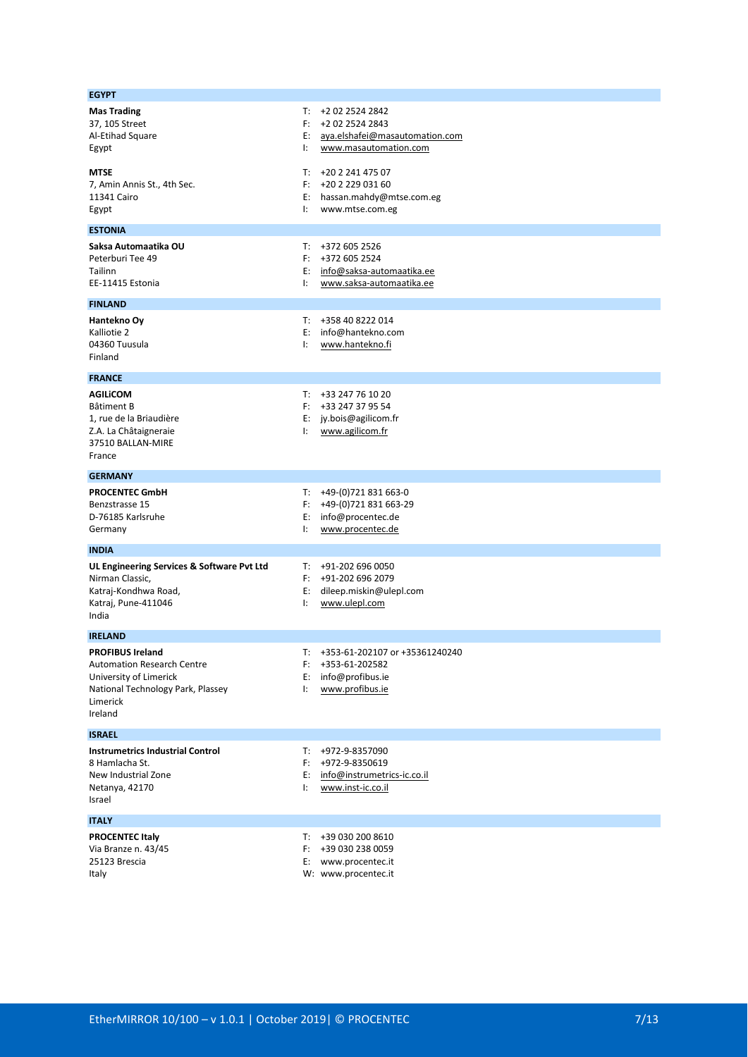## EGYPT

**Mas Trading**
37, 105 Street
Al-Etihad Square
Egypt

T: +2 02 2524 2842
F: +2 02 2524 2843
E: aya.elshafei@masautomation.com
I: www.masautomation.com

**MTSE**
7, Amin Annis St., 4th Sec.
11341 Cairo
Egypt

T: +20 2 241 475 07
F: +20 2 229 031 60
E: hassan.mahdy@mtse.com.eg
I: www.mtse.com.eg

## ESTONIA

**Saksa Automaatika OU**
Peterburi Tee 49
Tailinn
EE-11415 Estonia

T: +372 605 2526
F: +372 605 2524
E: info@saksa-automaatika.ee
I: www.saksa-automaatika.ee

## FINLAND

**Hantekno Oy**
Kalliotie 2
04360 Tuusula
Finland

T: +358 40 8222 014
E: info@hantekno.com
I: www.hantekno.fi

## FRANCE

**AGILiCOM**
Bâtiment B
1, rue de la Briaudière
Z.A. La Châtaigneraie
37510 BALLAN-MIRE
France

T: +33 247 76 10 20
F: +33 247 37 95 54
E: jy.bois@agilicom.fr
I: www.agilicom.fr

## GERMANY

**PROCENTEC GmbH**
Benzstrasse 15
D-76185 Karlsruhe
Germany

T: +49-(0)721 831 663-0
F: +49-(0)721 831 663-29
E: info@procentec.de
I: www.procentec.de

## INDIA

**UL Engineering Services & Software Pvt Ltd**
Nirman Classic,
Katraj-Kondhwa Road,
Katraj, Pune-411046
India

T: +91-202 696 0050
F: +91-202 696 2079
E: dileep.miskin@ulepl.com
I: www.ulepl.com

## IRELAND

**PROFIBUS Ireland**
Automation Research Centre
University of Limerick
National Technology Park, Plassey
Limerick
Ireland

T: +353-61-202107 or +35361240240
F: +353-61-202582
E: info@profibus.ie
I: www.profibus.ie

## ISRAEL

**Instrumetrics Industrial Control**
8 Hamlacha St.
New Industrial Zone
Netanya, 42170
Israel

T: +972-9-8357090
F: +972-9-8350619
E: info@instrumetrics-ic.co.il
I: www.inst-ic.co.il

## ITALY

**PROCENTEC Italy**
Via Branze n. 43/45
25123 Brescia
Italy

T: +39 030 200 8610
F: +39 030 238 0059
E: www.procentec.it
W: www.procentec.it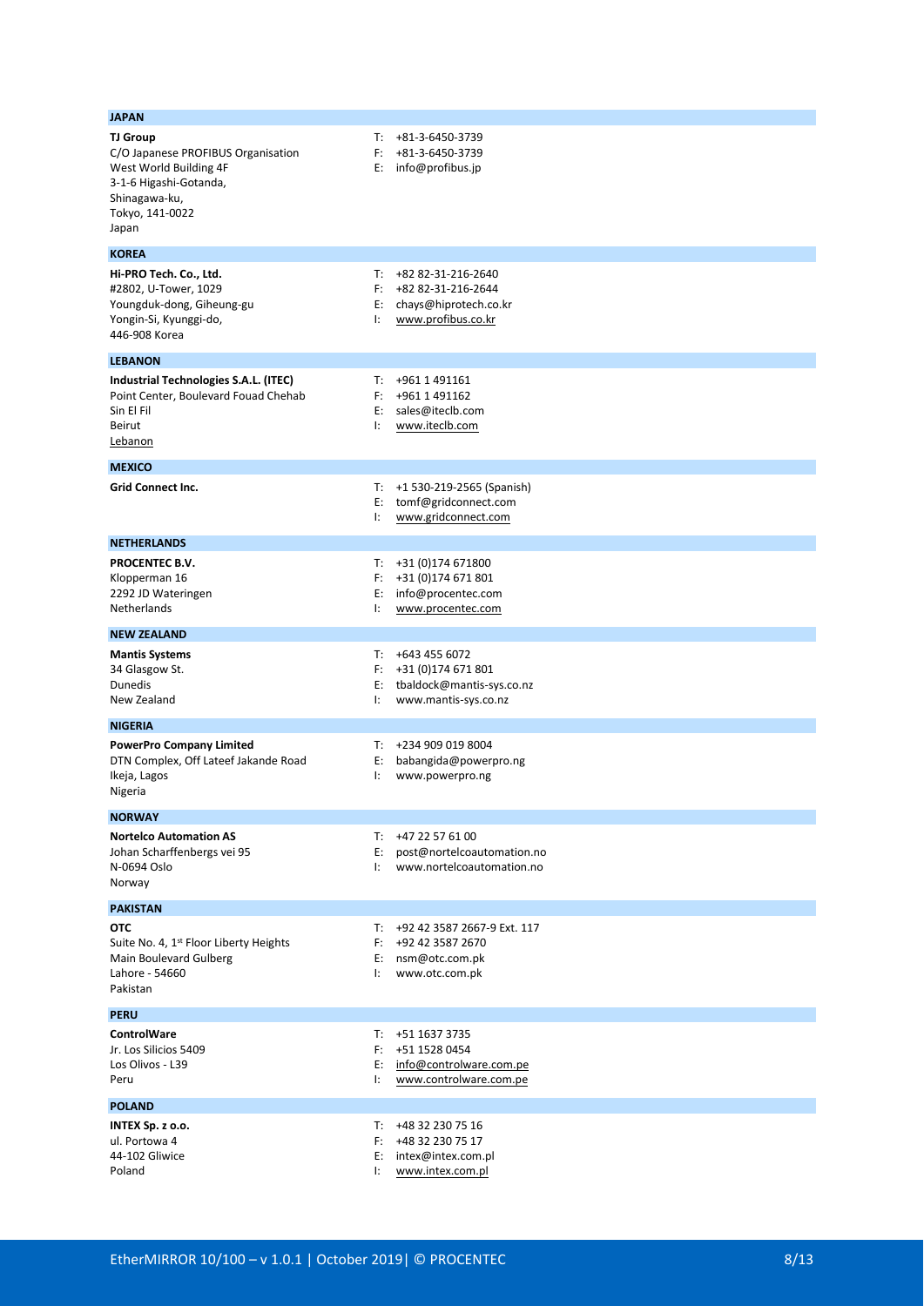## JAPAN

**TJ Group**
C/O Japanese PROFIBUS Organisation
West World Building 4F
3-1-6 Higashi-Gotanda,
Shinagawa-ku,
Tokyo, 141-0022
Japan

T: +81-3-6450-3739
F: +81-3-6450-3739
E: info@profibus.jp

## KOREA

**Hi-PRO Tech. Co., Ltd.**
#2802, U-Tower, 1029
Youngduk-dong, Giheung-gu
Yongin-Si, Kyunggi-do,
446-908 Korea

T: +82 82-31-216-2640
F: +82 82-31-216-2644
E: chays@hiprotech.co.kr
I: www.profibus.co.kr

## LEBANON

**Industrial Technologies S.A.L. (ITEC)**
Point Center, Boulevard Fouad Chehab
Sin El Fil
Beirut
Lebanon

T: +961 1 491161
F: +961 1 491162
E: sales@iteclb.com
I: www.iteclb.com

## MEXICO

**Grid Connect Inc.**

T: +1 530-219-2565 (Spanish)
E: tomf@gridconnect.com
I: www.gridconnect.com

## NETHERLANDS

**PROCENTEC B.V.**
Klopperman 16
2292 JD Wateringen
Netherlands

T: +31 (0)174 671800
F: +31 (0)174 671 801
E: info@procentec.com
I: www.procentec.com

## NEW ZEALAND

**Mantis Systems**
34 Glasgow St.
Dunedis
New Zealand

T: +643 455 6072
F: +31 (0)174 671 801
E: tbaldock@mantis-sys.co.nz
I: www.mantis-sys.co.nz

## NIGERIA

**PowerPro Company Limited**
DTN Complex, Off Lateef Jakande Road
Ikeja, Lagos
Nigeria

T: +234 909 019 8004
E: babangida@powerpro.ng
I: www.powerpro.ng

## NORWAY

**Nortelco Automation AS**
Johan Scharffenbergs vei 95
N-0694 Oslo
Norway

T: +47 22 57 61 00
E: post@nortelcoautomation.no
I: www.nortelcoautomation.no

## PAKISTAN

**OTC**
Suite No. 4, 1st Floor Liberty Heights
Main Boulevard Gulberg
Lahore - 54660
Pakistan

T: +92 42 3587 2667-9 Ext. 117
F: +92 42 3587 2670
E: nsm@otc.com.pk
I: www.otc.com.pk

## PERU

**ControlWare**
Jr. Los Silicios 5409
Los Olivos - L39
Peru

T: +51 1637 3735
F: +51 1528 0454
E: info@controlware.com.pe
I: www.controlware.com.pe

## POLAND

**INTEX Sp. z o.o.**
ul. Portowa 4
44-102 Gliwice
Poland

T: +48 32 230 75 16
F: +48 32 230 75 17
E: intex@intex.com.pl
I: www.intex.com.pl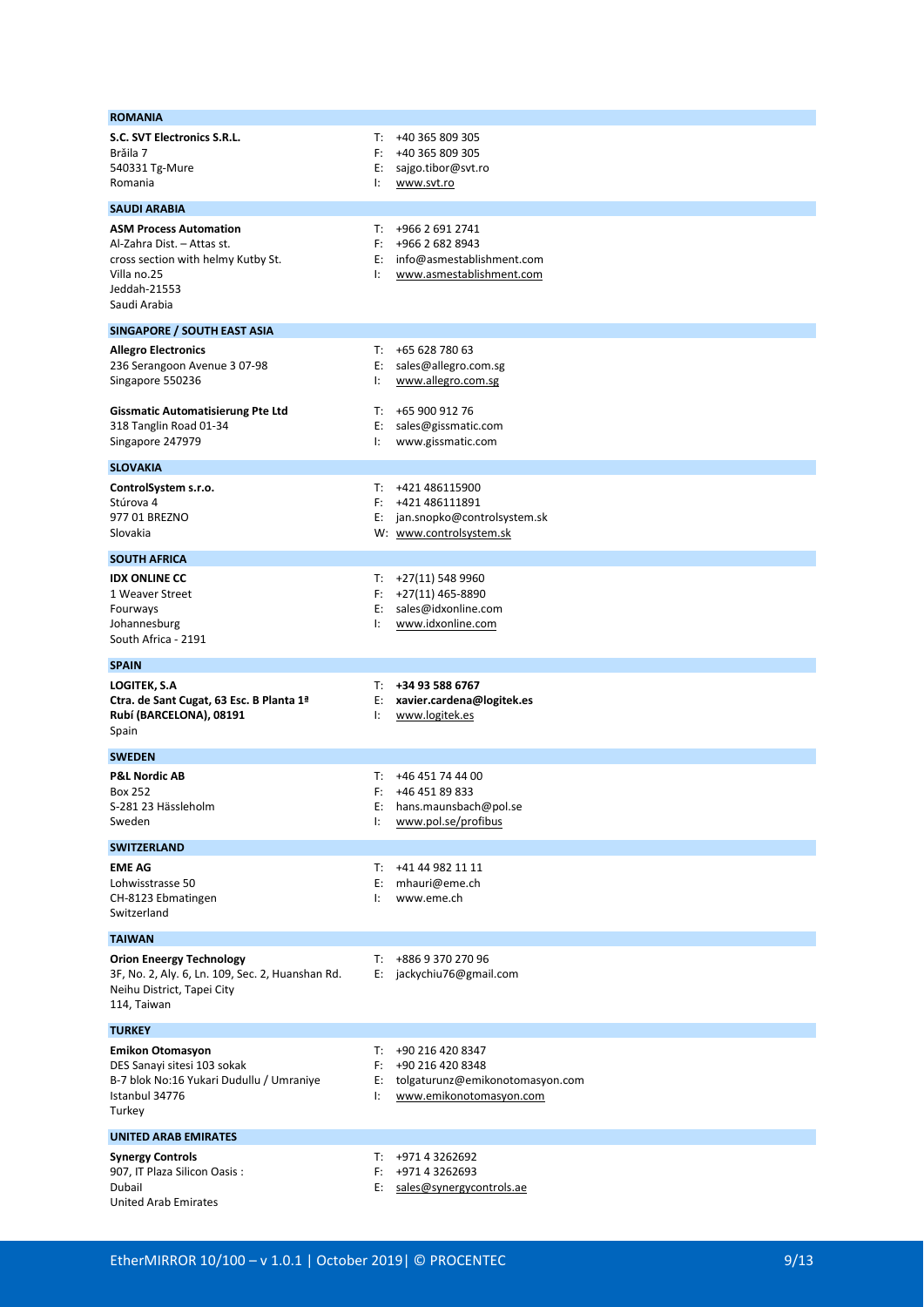## ROMANIA

**S.C. SVT Electronics S.R.L.**
Brăila 7
540331 Tg-Mure
Romania

T: +40 365 809 305
F: +40 365 809 305
E: sajgo.tibor@svt.ro
I: www.svt.ro

## SAUDI ARABIA

**ASM Process Automation**
Al-Zahra Dist. – Attas st.
cross section with helmy Kutby St.
Villa no.25
Jeddah-21553
Saudi Arabia

T: +966 2 691 2741
F: +966 2 682 8943
E: info@asmestablishment.com
I: www.asmestablishment.com

## SINGAPORE / SOUTH EAST ASIA

**Allegro Electronics**
236 Serangoon Avenue 3 07-98
Singapore 550236

T: +65 628 780 63
E: sales@allegro.com.sg
I: www.allegro.com.sg

**Gissmatic Automatisierung Pte Ltd**
318 Tanglin Road 01-34
Singapore 247979

T: +65 900 912 76
E: sales@gissmatic.com
I: www.gissmatic.com

## SLOVAKIA

**ControlSystem s.r.o.**
Stúrova 4
977 01 BREZNO
Slovakia

T: +421 486115900
F: +421 486111891
E: jan.snopko@controlsystem.sk
W: www.controlsystem.sk

## SOUTH AFRICA

**IDX ONLINE CC**
1 Weaver Street
Fourways
Johannesburg
South Africa - 2191

T: +27(11) 548 9960
F: +27(11) 465-8890
E: sales@idxonline.com
I: www.idxonline.com

## SPAIN

**LOGITEK, S.A**
**Ctra. de Sant Cugat, 63 Esc. B Planta 1ª**
**Rubí (BARCELONA), 08191**
Spain

T: **+34 93 588 6767**
E: **xavier.cardena@logitek.es**
I: www.logitek.es

## SWEDEN

**P&L Nordic AB**
Box 252
S-281 23 Hässleholm
Sweden

T: +46 451 74 44 00
F: +46 451 89 833
E: hans.maunsbach@pol.se
I: www.pol.se/profibus

## SWITZERLAND

**EME AG**
Lohwisstrasse 50
CH-8123 Ebmatingen
Switzerland

T: +41 44 982 11 11
E: mhauri@eme.ch
I: www.eme.ch

## TAIWAN

**Orion Eneergy Technology**
3F, No. 2, Aly. 6, Ln. 109, Sec. 2, Huanshan Rd.
Neihu District, Tapei City
114, Taiwan

T: +886 9 370 270 96
E: jackychiu76@gmail.com

## TURKEY

**Emikon Otomasyon**
DES Sanayi sitesi 103 sokak
B-7 blok No:16 Yukari Dudullu / Umraniye
Istanbul 34776
Turkey

T: +90 216 420 8347
F: +90 216 420 8348
E: tolgaturunz@emikonotomasyon.com
I: www.emikonotomasyon.com

## UNITED ARAB EMIRATES

**Synergy Controls**
907, IT Plaza Silicon Oasis :
Dubail
United Arab Emirates

T: +971 4 3262692
F: +971 4 3262693
E: sales@synergycontrols.ae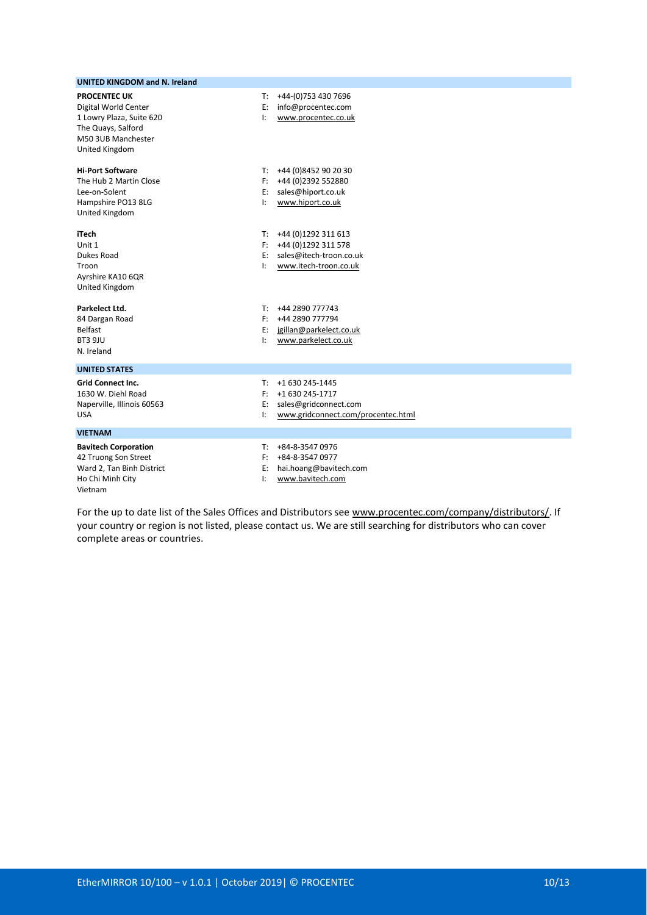## UNITED KINGDOM and N. Ireland

**PROCENTEC UK**
Digital World Center
1 Lowry Plaza, Suite 620
The Quays, Salford
M50 3UB Manchester
United Kingdom

T: +44-(0)753 430 7696
E: info@procentec.com
I: www.procentec.co.uk

**Hi-Port Software**
The Hub 2 Martin Close
Lee-on-Solent
Hampshire PO13 8LG
United Kingdom

T: +44 (0)8452 90 20 30
F: +44 (0)2392 552880
E: sales@hiport.co.uk
I: www.hiport.co.uk

**iTech**
Unit 1
Dukes Road
Troon
Ayrshire KA10 6QR
United Kingdom

T: +44 (0)1292 311 613
F: +44 (0)1292 311 578
E: sales@itech-troon.co.uk
I: www.itech-troon.co.uk

**Parkelect Ltd.**
84 Dargan Road
Belfast
BT3 9JU
N. Ireland

T: +44 2890 777743
F: +44 2890 777794
E: jgillan@parkelect.co.uk
I: www.parkelect.co.uk

## UNITED STATES

**Grid Connect Inc.**
1630 W. Diehl Road
Naperville, Illinois 60563
USA

T: +1 630 245-1445
F: +1 630 245-1717
E: sales@gridconnect.com
I: www.gridconnect.com/procentec.html

## VIETNAM

**Bavitech Corporation**
42 Truong Son Street
Ward 2, Tan Binh District
Ho Chi Minh City
Vietnam

T: +84-8-3547 0976
F: +84-8-3547 0977
E: hai.hoang@bavitech.com
I: www.bavitech.com

For the up to date list of the Sales Offices and Distributors see www.procentec.com/company/distributors/. If your country or region is not listed, please contact us. We are still searching for distributors who can cover complete areas or countries.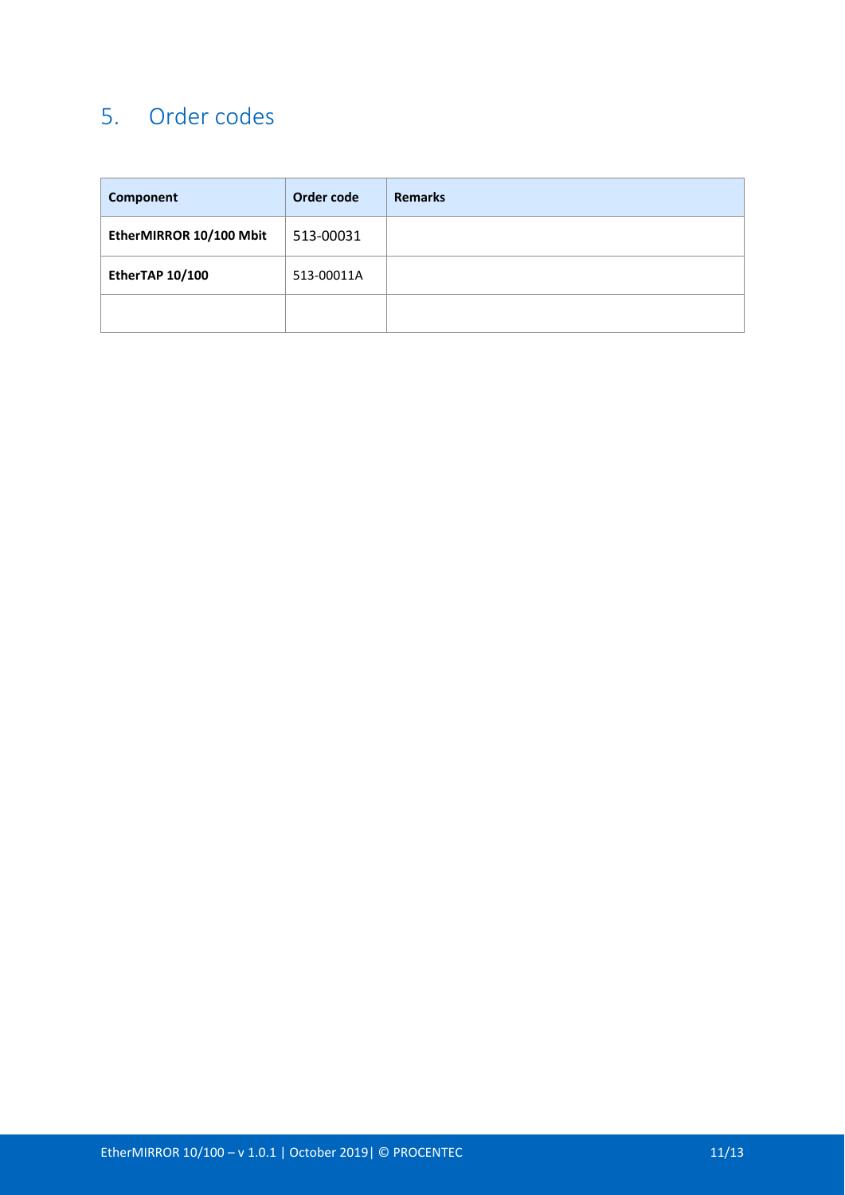# 5. Order codes

| Component | Order code | Remarks |
|---|---|---|
| **EtherMIRROR 10/100 Mbit** | 513-00031 | |
| **EtherTAP 10/100** | 513-00011A | |
| | | |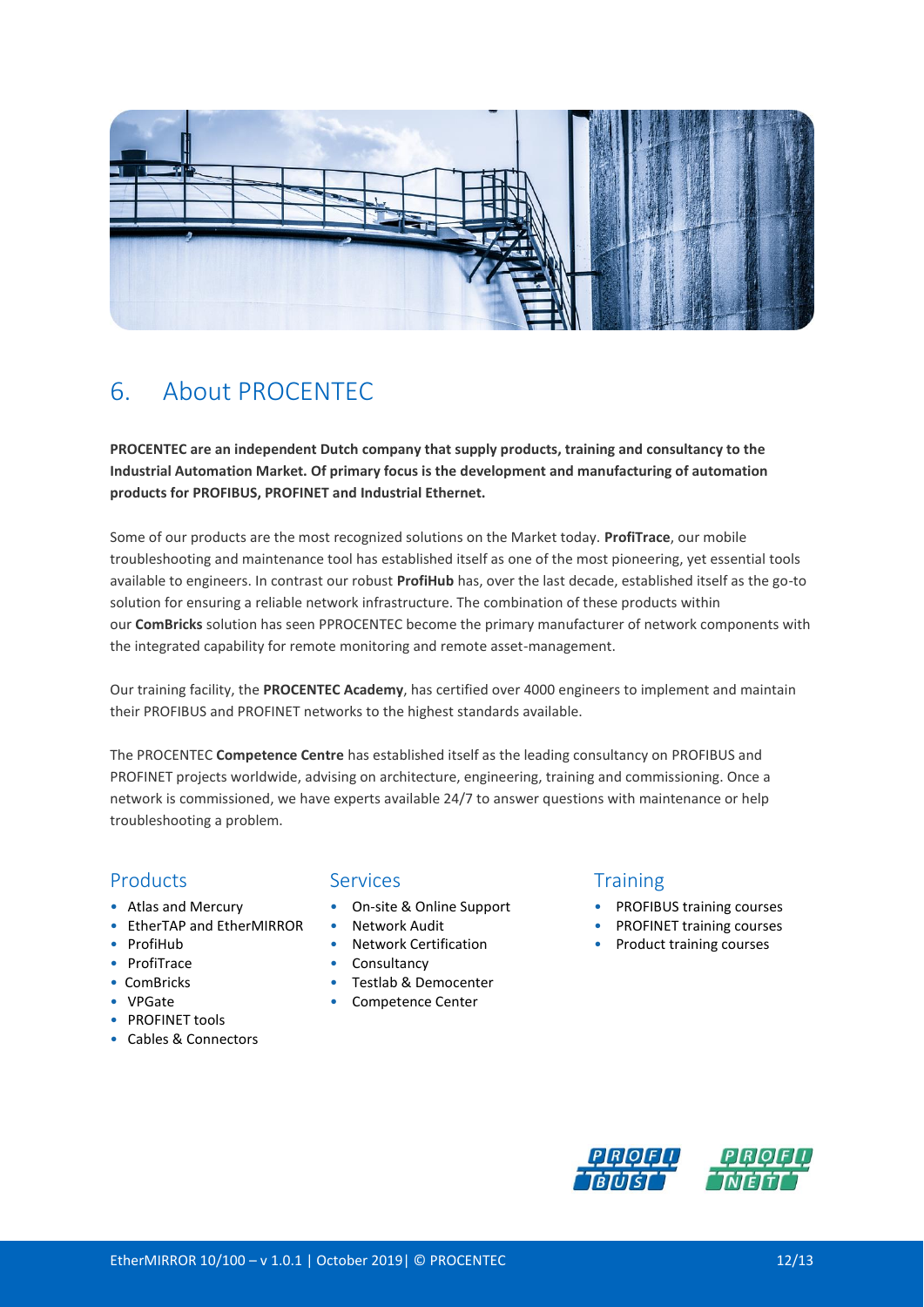# 6. About PROCENTEC

**PROCENTEC are an independent Dutch company that supply products, training and consultancy to the Industrial Automation Market. Of primary focus is the development and manufacturing of automation products for PROFIBUS, PROFINET and Industrial Ethernet.**

Some of our products are the most recognized solutions on the Market today. **ProfiTrace**, our mobile troubleshooting and maintenance tool has established itself as one of the most pioneering, yet essential tools available to engineers. In contrast our robust **ProfiHub** has, over the last decade, established itself as the go-to solution for ensuring a reliable network infrastructure. The combination of these products within our **ComBricks** solution has seen PPROCENTEC become the primary manufacturer of network components with the integrated capability for remote monitoring and remote asset-management.

Our training facility, the **PROCENTEC Academy**, has certified over 4000 engineers to implement and maintain their PROFIBUS and PROFINET networks to the highest standards available.

The PROCENTEC **Competence Centre** has established itself as the leading consultancy on PROFIBUS and PROFINET projects worldwide, advising on architecture, engineering, training and commissioning. Once a network is commissioned, we have experts available 24/7 to answer questions with maintenance or help troubleshooting a problem.

## Products

- Atlas and Mercury
- EtherTAP and EtherMIRROR
- ProfiHub
- ProfiTrace
- ComBricks
- VPGate
- PROFINET tools
- Cables & Connectors

## Services

- On-site & Online Support
- Network Audit
- Network Certification
- Consultancy
- Testlab & Democenter
- Competence Center

## Training

- PROFIBUS training courses
- PROFINET training courses
- Product training courses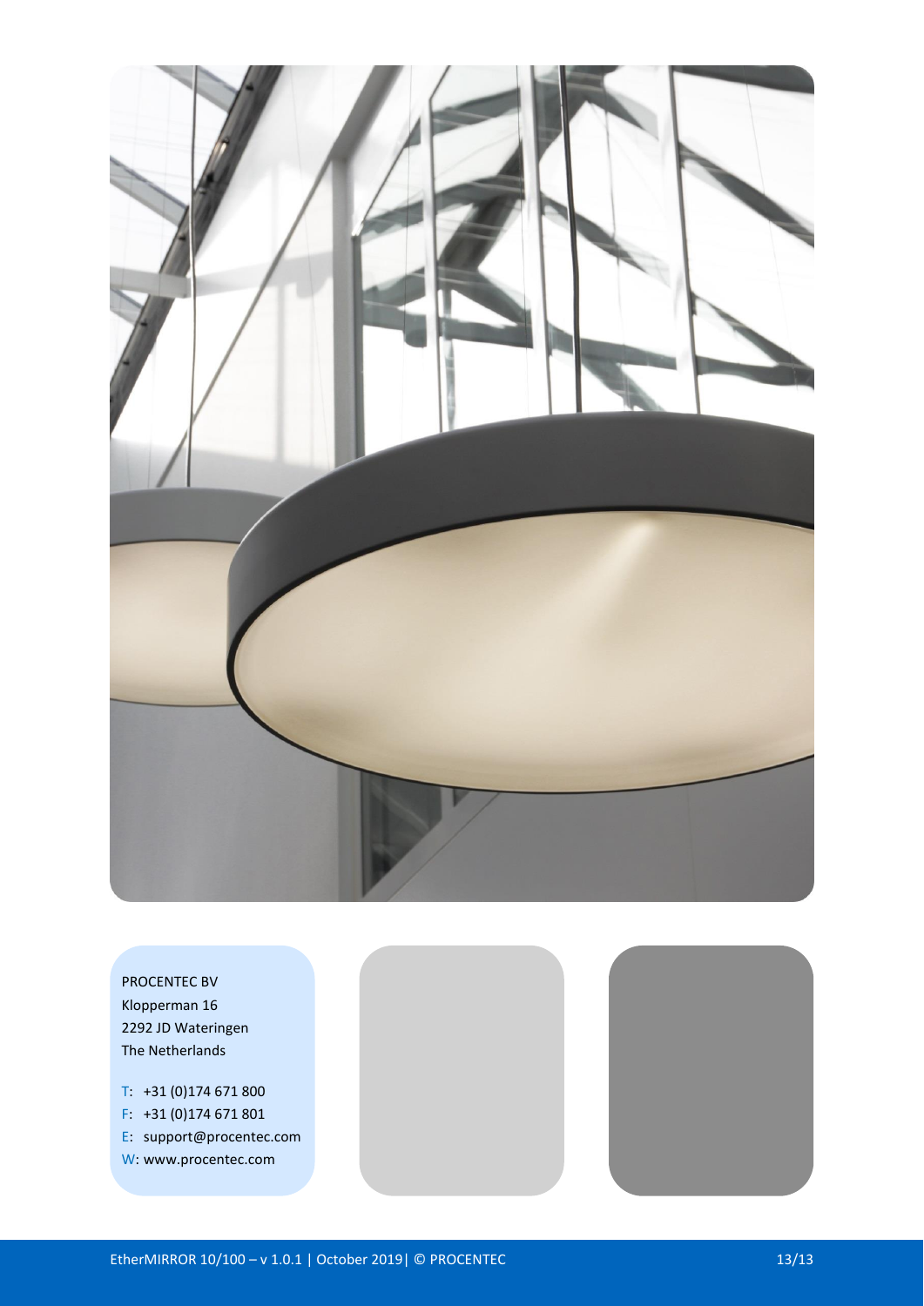PROCENTEC BV
Klopperman 16
2292 JD Wateringen
The Netherlands

T: +31 (0)174 671 800
F: +31 (0)174 671 801
E: support@procentec.com
W: www.procentec.com